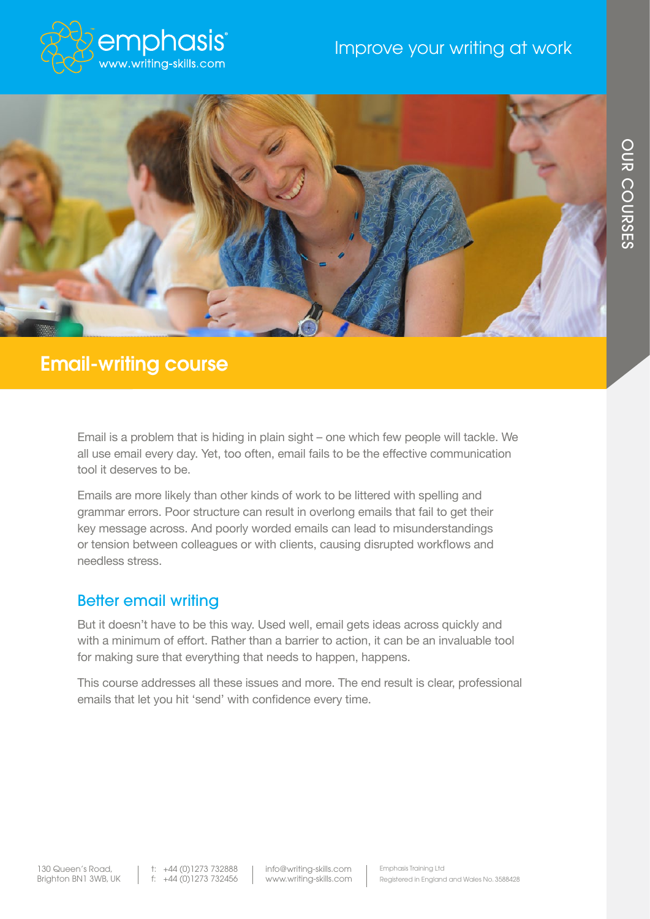emphasis® www.writing-skills.com

Improve your writing at work

OUR COURSES

# Email-writing course

Email is a problem that is hiding in plain sight – one which few people will tackle. We all use email every day. Yet, too often, email fails to be the effective communication tool it deserves to be.

Emails are more likely than other kinds of work to be littered with spelling and grammar errors. Poor structure can result in overlong emails that fail to get their key message across. And poorly worded emails can lead to misunderstandings or tension between colleagues or with clients, causing disrupted workflows and needless stress.

## Better email writing

But it doesn't have to be this way. Used well, email gets ideas across quickly and with a minimum of effort. Rather than a barrier to action, it can be an invaluable tool for making sure that everything that needs to happen, happens.

This course addresses all these issues and more. The end result is clear, professional emails that let you hit 'send' with confidence every time.

130 Queen's Road, Brighton BN1 3WB, UK | t: +44 (0)1273 732888 f: +44 (0)1273 732456 | info@writing-skills.com www.writing-skills.com | Emphasis Training Ltd Registered in England and Wales No. 3588428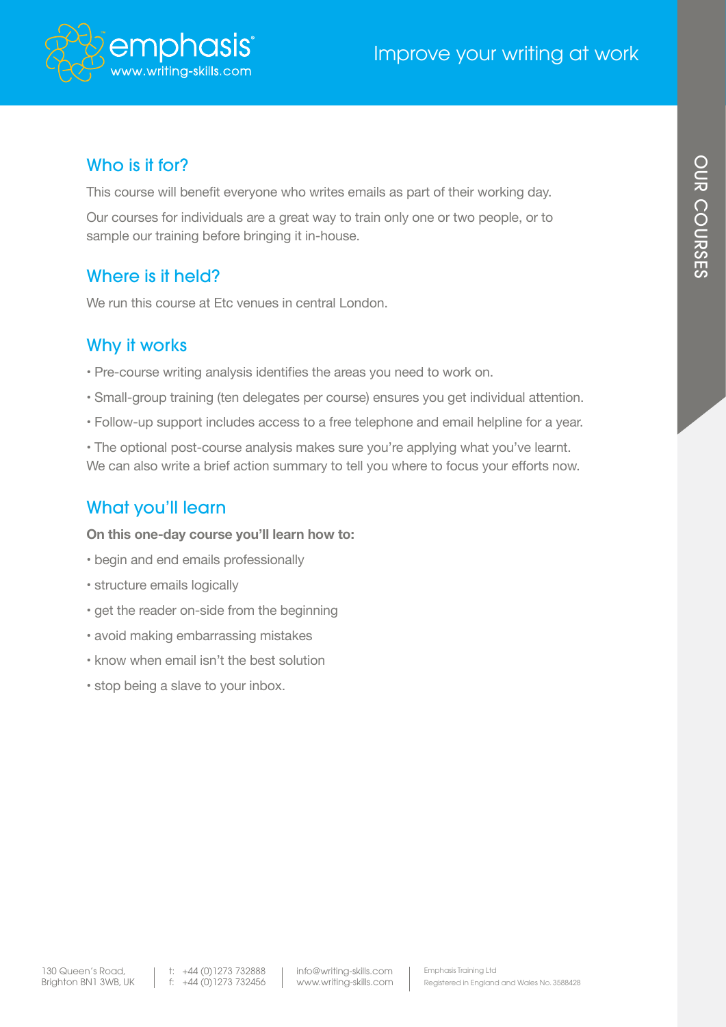## Who is it for?

This course will benefit everyone who writes emails as part of their working day.

Our courses for individuals are a great way to train only one or two people, or to sample our training before bringing it in-house.

## Where is it held?

We run this course at Etc venues in central London.

## Why it works

- Pre-course writing analysis identifies the areas you need to work on.
- Small-group training (ten delegates per course) ensures you get individual attention.
- Follow-up support includes access to a free telephone and email helpline for a year.
- The optional post-course analysis makes sure you're applying what you've learnt. We can also write a brief action summary to tell you where to focus your efforts now.

## What you'll learn

**On this one-day course you'll learn how to:**

- begin and end emails professionally
- structure emails logically
- get the reader on-side from the beginning
- avoid making embarrassing mistakes
- know when email isn't the best solution
- stop being a slave to your inbox.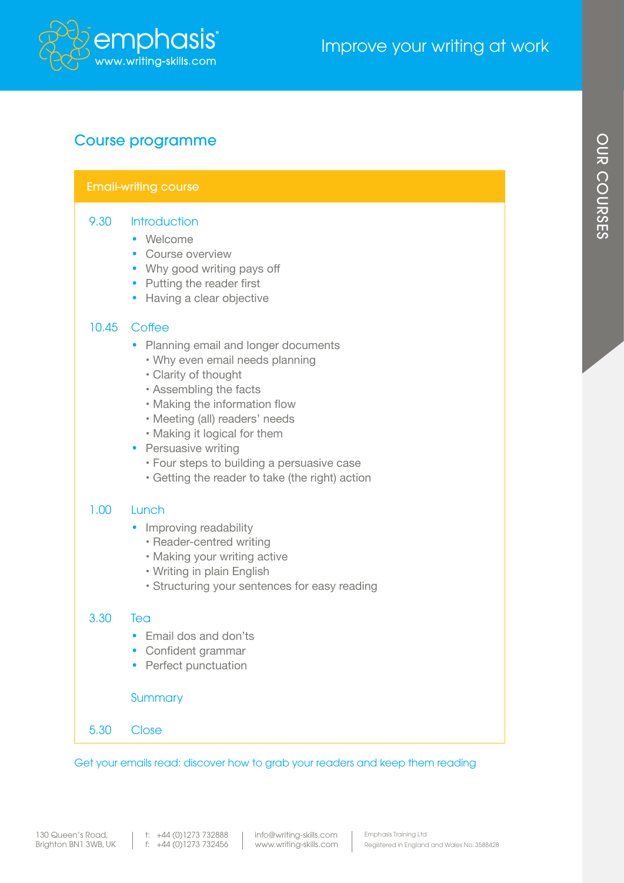# Course programme

## Email-writing course

**9.30 Introduction**

- Welcome
- Course overview
- Why good writing pays off
- Putting the reader first
- Having a clear objective

**10.45 Coffee**

- Planning email and longer documents
  - Why even email needs planning
  - Clarity of thought
  - Assembling the facts
  - Making the information flow
  - Meeting (all) readers' needs
  - Making it logical for them
- Persuasive writing
  - Four steps to building a persuasive case
  - Getting the reader to take (the right) action

**1.00 Lunch**

- Improving readability
  - Reader-centred writing
  - Making your writing active
  - Writing in plain English
  - Structuring your sentences for easy reading

**3.30 Tea**

- Email dos and don'ts
- Confident grammar
- Perfect punctuation

**Summary**

**5.30 Close**

Get your emails read: discover how to grab your readers and keep them reading